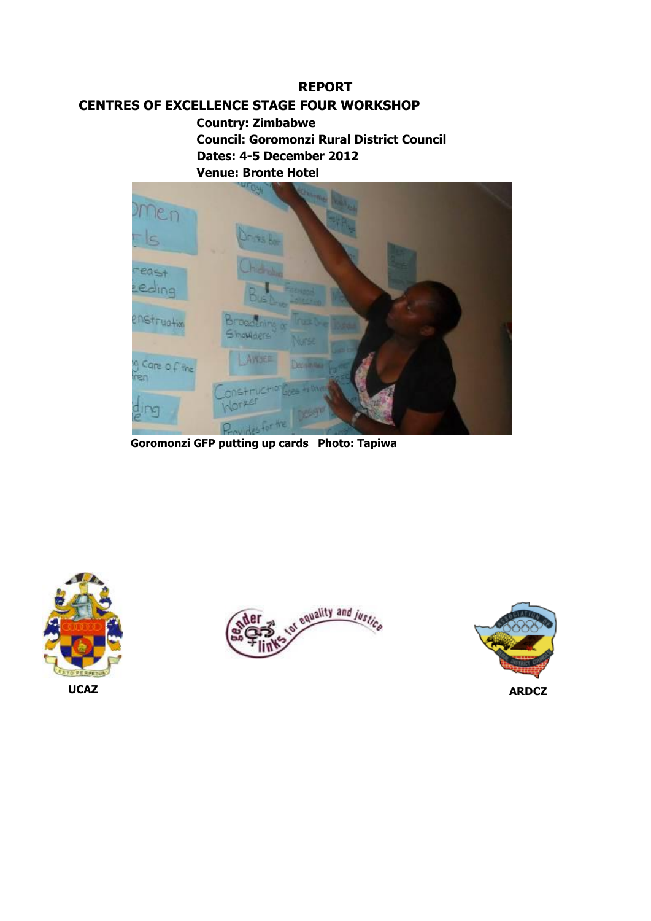# REPORT

## CENTRES OF EXCELLENCE STAGE FOUR WORKSHOP

**Country: Zimbabwe**
**Council: Goromonzi Rural District Council**
**Dates: 4-5 December 2012**
**Venue: Bronte Hotel**

**Goromonzi GFP putting up cards Photo: Tapiwa**

**UCAZ**

**ARDCZ**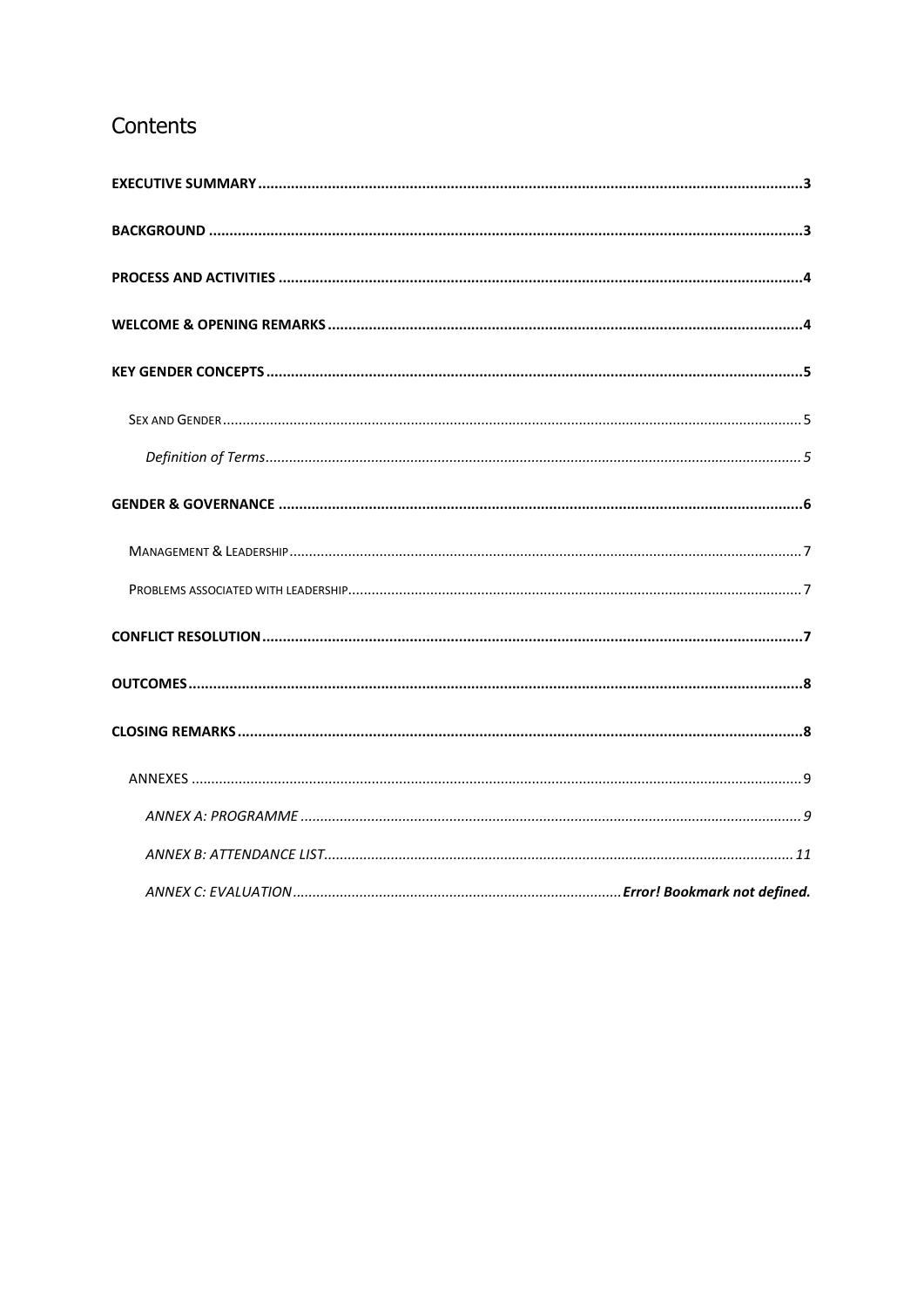# Contents

**EXECUTIVE SUMMARY** .......... **3**

**BACKGROUND** .......... **3**

**PROCESS AND ACTIVITIES** .......... **4**

**WELCOME & OPENING REMARKS** .......... **4**

**KEY GENDER CONCEPTS** .......... **5**

- SEX AND GENDER .......... 5
  - *Definition of Terms* .......... *5*

**GENDER & GOVERNANCE** .......... **6**

- MANAGEMENT & LEADERSHIP .......... 7
- PROBLEMS ASSOCIATED WITH LEADERSHIP .......... 7

**CONFLICT RESOLUTION** .......... **7**

**OUTCOMES** .......... **8**

**CLOSING REMARKS** .......... **8**

- ANNEXES .......... 9
  - *ANNEX A: PROGRAMME* .......... *9*
  - *ANNEX B: ATTENDANCE LIST* .......... *11*
  - *ANNEX C: EVALUATION* .......... ***Error! Bookmark not defined.***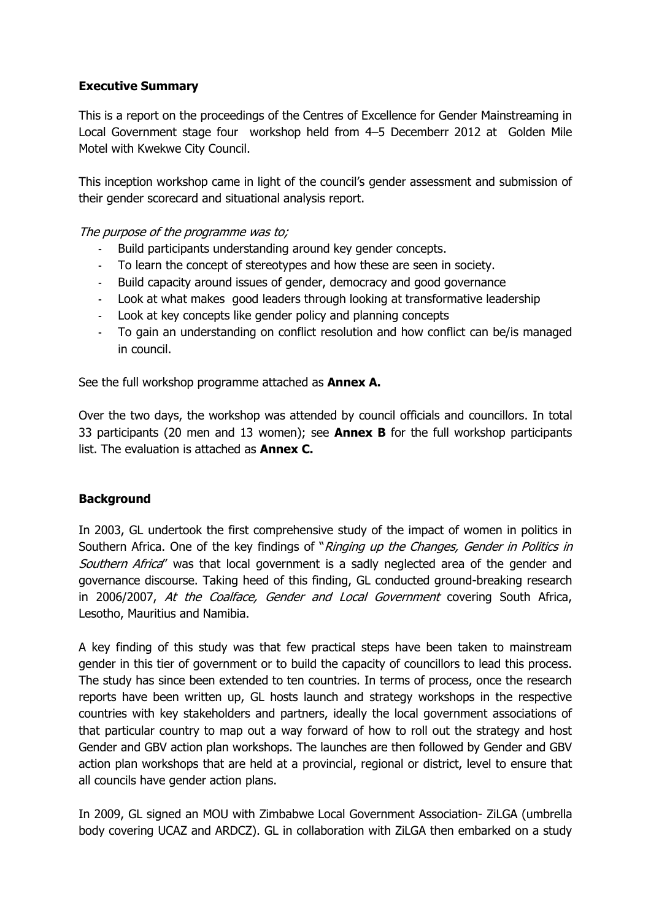## Executive Summary

This is a report on the proceedings of the Centres of Excellence for Gender Mainstreaming in Local Government stage four workshop held from 4–5 Decemberr 2012 at Golden Mile Motel with Kwekwe City Council.

This inception workshop came in light of the council's gender assessment and submission of their gender scorecard and situational analysis report.

*The purpose of the programme was to;*

- Build participants understanding around key gender concepts.
- To learn the concept of stereotypes and how these are seen in society.
- Build capacity around issues of gender, democracy and good governance
- Look at what makes good leaders through looking at transformative leadership
- Look at key concepts like gender policy and planning concepts
- To gain an understanding on conflict resolution and how conflict can be/is managed in council.

See the full workshop programme attached as **Annex A.**

Over the two days, the workshop was attended by council officials and councillors. In total 33 participants (20 men and 13 women); see **Annex B** for the full workshop participants list. The evaluation is attached as **Annex C.**

## Background

In 2003, GL undertook the first comprehensive study of the impact of women in politics in Southern Africa. One of the key findings of "*Ringing up the Changes, Gender in Politics in Southern Africa*" was that local government is a sadly neglected area of the gender and governance discourse. Taking heed of this finding, GL conducted ground-breaking research in 2006/2007, *At the Coalface, Gender and Local Government* covering South Africa, Lesotho, Mauritius and Namibia.

A key finding of this study was that few practical steps have been taken to mainstream gender in this tier of government or to build the capacity of councillors to lead this process. The study has since been extended to ten countries. In terms of process, once the research reports have been written up, GL hosts launch and strategy workshops in the respective countries with key stakeholders and partners, ideally the local government associations of that particular country to map out a way forward of how to roll out the strategy and host Gender and GBV action plan workshops. The launches are then followed by Gender and GBV action plan workshops that are held at a provincial, regional or district, level to ensure that all councils have gender action plans.

In 2009, GL signed an MOU with Zimbabwe Local Government Association- ZiLGA (umbrella body covering UCAZ and ARDCZ). GL in collaboration with ZiLGA then embarked on a study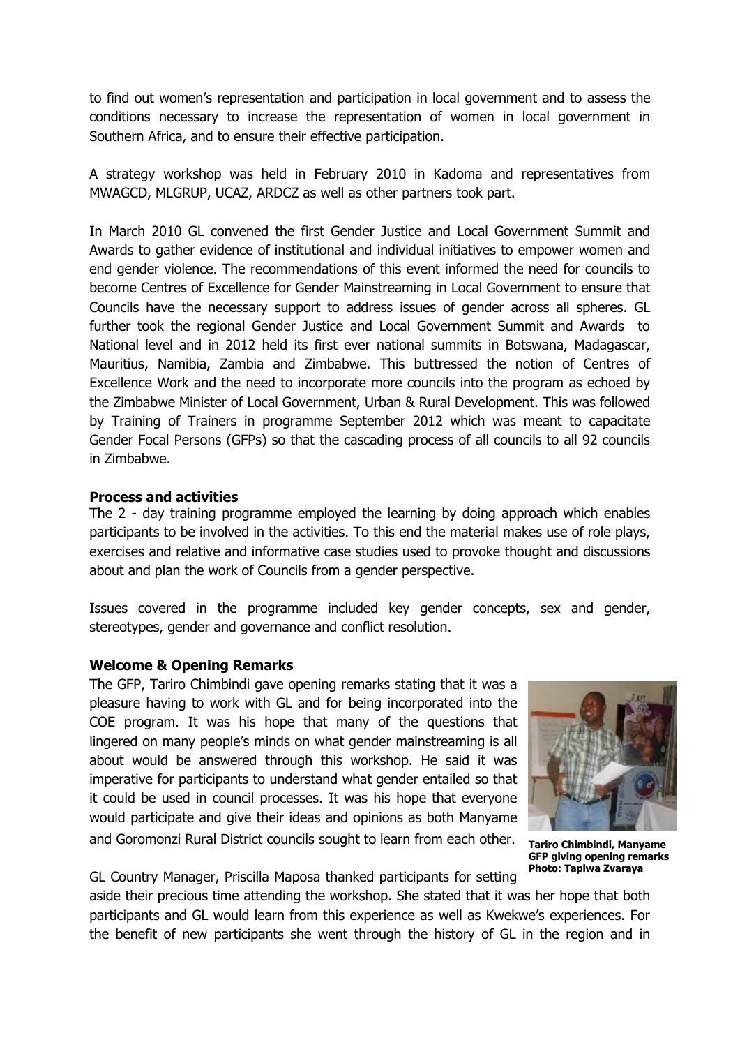to find out women's representation and participation in local government and to assess the conditions necessary to increase the representation of women in local government in Southern Africa, and to ensure their effective participation.

A strategy workshop was held in February 2010 in Kadoma and representatives from MWAGCD, MLGRUP, UCAZ, ARDCZ as well as other partners took part.

In March 2010 GL convened the first Gender Justice and Local Government Summit and Awards to gather evidence of institutional and individual initiatives to empower women and end gender violence. The recommendations of this event informed the need for councils to become Centres of Excellence for Gender Mainstreaming in Local Government to ensure that Councils have the necessary support to address issues of gender across all spheres. GL further took the regional Gender Justice and Local Government Summit and Awards to National level and in 2012 held its first ever national summits in Botswana, Madagascar, Mauritius, Namibia, Zambia and Zimbabwe. This buttressed the notion of Centres of Excellence Work and the need to incorporate more councils into the program as echoed by the Zimbabwe Minister of Local Government, Urban & Rural Development. This was followed by Training of Trainers in programme September 2012 which was meant to capacitate Gender Focal Persons (GFPs) so that the cascading process of all councils to all 92 councils in Zimbabwe.

**Process and activities**

The 2 - day training programme employed the learning by doing approach which enables participants to be involved in the activities. To this end the material makes use of role plays, exercises and relative and informative case studies used to provoke thought and discussions about and plan the work of Councils from a gender perspective.

Issues covered in the programme included key gender concepts, sex and gender, stereotypes, gender and governance and conflict resolution.

**Welcome & Opening Remarks**

The GFP, Tariro Chimbindi gave opening remarks stating that it was a pleasure having to work with GL and for being incorporated into the COE program. It was his hope that many of the questions that lingered on many people's minds on what gender mainstreaming is all about would be answered through this workshop. He said it was imperative for participants to understand what gender entailed so that it could be used in council processes. It was his hope that everyone would participate and give their ideas and opinions as both Manyame and Goromonzi Rural District councils sought to learn from each other.

**Tariro Chimbindi, Manyame GFP giving opening remarks Photo: Tapiwa Zvaraya**

GL Country Manager, Priscilla Maposa thanked participants for setting aside their precious time attending the workshop. She stated that it was her hope that both participants and GL would learn from this experience as well as Kwekwe's experiences. For the benefit of new participants she went through the history of GL in the region and in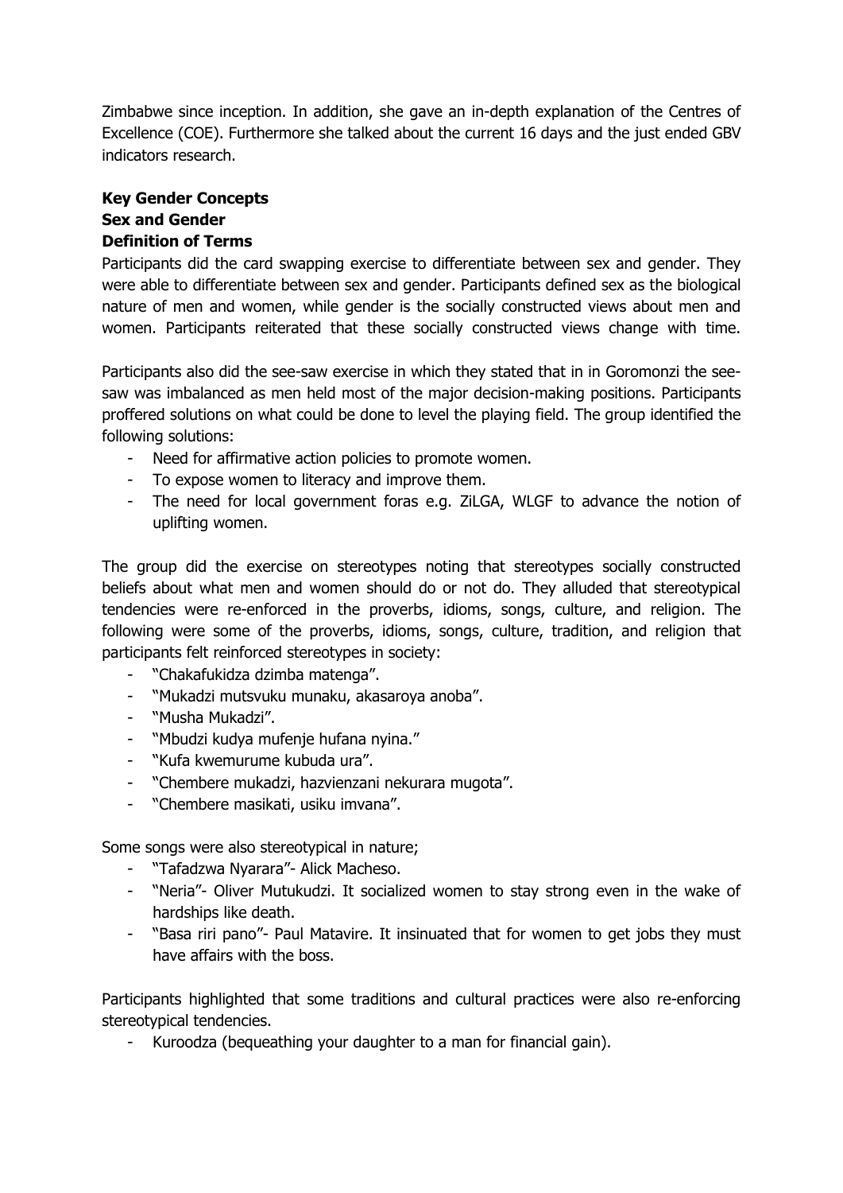Zimbabwe since inception. In addition, she gave an in-depth explanation of the Centres of Excellence (COE). Furthermore she talked about the current 16 days and the just ended GBV indicators research.

**Key Gender Concepts**
**Sex and Gender**
**Definition of Terms**

Participants did the card swapping exercise to differentiate between sex and gender. They were able to differentiate between sex and gender. Participants defined sex as the biological nature of men and women, while gender is the socially constructed views about men and women. Participants reiterated that these socially constructed views change with time.

Participants also did the see-saw exercise in which they stated that in in Goromonzi the see-saw was imbalanced as men held most of the major decision-making positions. Participants proffered solutions on what could be done to level the playing field. The group identified the following solutions:

- Need for affirmative action policies to promote women.
- To expose women to literacy and improve them.
- The need for local government foras e.g. ZiLGA, WLGF to advance the notion of uplifting women.

The group did the exercise on stereotypes noting that stereotypes socially constructed beliefs about what men and women should do or not do. They alluded that stereotypical tendencies were re-enforced in the proverbs, idioms, songs, culture, and religion. The following were some of the proverbs, idioms, songs, culture, tradition, and religion that participants felt reinforced stereotypes in society:

- "Chakafukidza dzimba matenga".
- "Mukadzi mutsvuku munaku, akasaroya anoba".
- "Musha Mukadzi".
- "Mbudzi kudya mufenje hufana nyina."
- "Kufa kwemurume kubuda ura".
- "Chembere mukadzi, hazvienzani nekurara mugota".
- "Chembere masikati, usiku imvana".

Some songs were also stereotypical in nature;

- "Tafadzwa Nyarara"- Alick Macheso.
- "Neria"- Oliver Mutukudzi. It socialized women to stay strong even in the wake of hardships like death.
- "Basa riri pano"- Paul Matavire. It insinuated that for women to get jobs they must have affairs with the boss.

Participants highlighted that some traditions and cultural practices were also re-enforcing stereotypical tendencies.

- Kuroodza (bequeathing your daughter to a man for financial gain).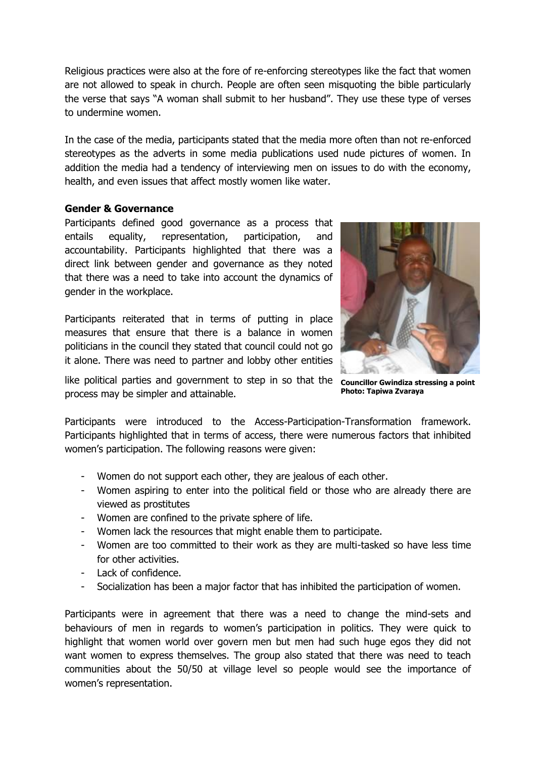Religious practices were also at the fore of re-enforcing stereotypes like the fact that women are not allowed to speak in church. People are often seen misquoting the bible particularly the verse that says "A woman shall submit to her husband". They use these type of verses to undermine women.

In the case of the media, participants stated that the media more often than not re-enforced stereotypes as the adverts in some media publications used nude pictures of women. In addition the media had a tendency of interviewing men on issues to do with the economy, health, and even issues that affect mostly women like water.

**Gender & Governance**

Participants defined good governance as a process that entails equality, representation, participation, and accountability. Participants highlighted that there was a direct link between gender and governance as they noted that there was a need to take into account the dynamics of gender in the workplace.

Participants reiterated that in terms of putting in place measures that ensure that there is a balance in women politicians in the council they stated that council could not go it alone. There was need to partner and lobby other entities like political parties and government to step in so that the process may be simpler and attainable.

**Councillor Gwindiza stressing a point**
**Photo: Tapiwa Zvaraya**

Participants were introduced to the Access-Participation-Transformation framework. Participants highlighted that in terms of access, there were numerous factors that inhibited women's participation. The following reasons were given:

- Women do not support each other, they are jealous of each other.
- Women aspiring to enter into the political field or those who are already there are viewed as prostitutes
- Women are confined to the private sphere of life.
- Women lack the resources that might enable them to participate.
- Women are too committed to their work as they are multi-tasked so have less time for other activities.
- Lack of confidence.
- Socialization has been a major factor that has inhibited the participation of women.

Participants were in agreement that there was a need to change the mind-sets and behaviours of men in regards to women's participation in politics. They were quick to highlight that women world over govern men but men had such huge egos they did not want women to express themselves. The group also stated that there was need to teach communities about the 50/50 at village level so people would see the importance of women's representation.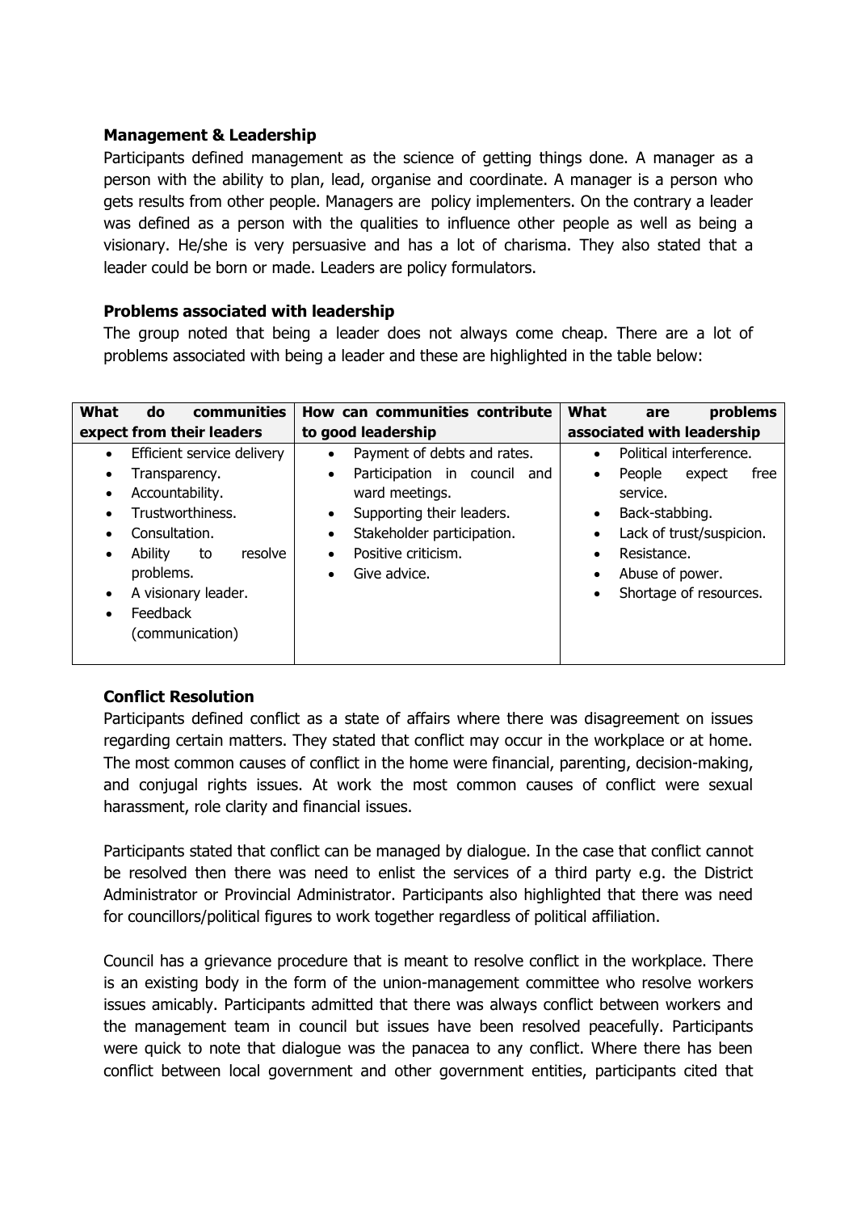**Management & Leadership**

Participants defined management as the science of getting things done. A manager as a person with the ability to plan, lead, organise and coordinate. A manager is a person who gets results from other people. Managers are policy implementers. On the contrary a leader was defined as a person with the qualities to influence other people as well as being a visionary. He/she is very persuasive and has a lot of charisma. They also stated that a leader could be born or made. Leaders are policy formulators.

**Problems associated with leadership**

The group noted that being a leader does not always come cheap. There are a lot of problems associated with being a leader and these are highlighted in the table below:

| What do communities expect from their leaders | How can communities contribute to good leadership | What are problems associated with leadership |
|---|---|---|
| • Efficient service delivery<br>• Transparency.<br>• Accountability.<br>• Trustworthiness.<br>• Consultation.<br>• Ability to resolve problems.<br>• A visionary leader.<br>• Feedback (communication) | • Payment of debts and rates.<br>• Participation in council and ward meetings.<br>• Supporting their leaders.<br>• Stakeholder participation.<br>• Positive criticism.<br>• Give advice. | • Political interference.<br>• People expect free service.<br>• Back-stabbing.<br>• Lack of trust/suspicion.<br>• Resistance.<br>• Abuse of power.<br>• Shortage of resources. |

**Conflict Resolution**

Participants defined conflict as a state of affairs where there was disagreement on issues regarding certain matters. They stated that conflict may occur in the workplace or at home. The most common causes of conflict in the home were financial, parenting, decision-making, and conjugal rights issues. At work the most common causes of conflict were sexual harassment, role clarity and financial issues.

Participants stated that conflict can be managed by dialogue. In the case that conflict cannot be resolved then there was need to enlist the services of a third party e.g. the District Administrator or Provincial Administrator. Participants also highlighted that there was need for councillors/political figures to work together regardless of political affiliation.

Council has a grievance procedure that is meant to resolve conflict in the workplace. There is an existing body in the form of the union-management committee who resolve workers issues amicably. Participants admitted that there was always conflict between workers and the management team in council but issues have been resolved peacefully. Participants were quick to note that dialogue was the panacea to any conflict. Where there has been conflict between local government and other government entities, participants cited that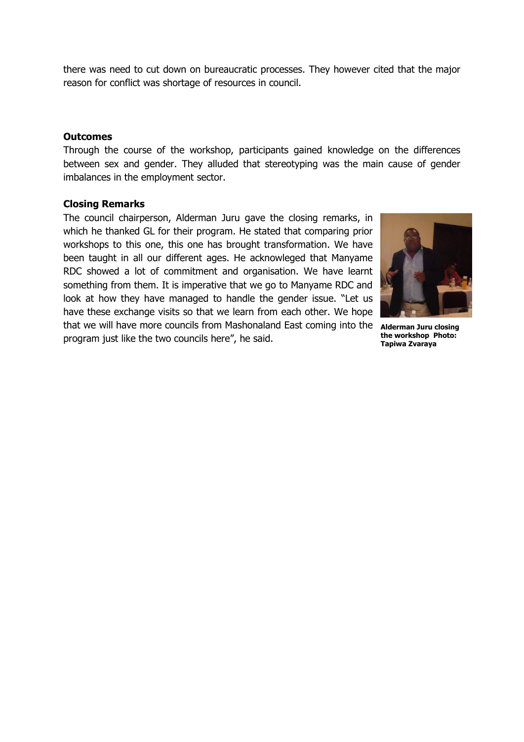there was need to cut down on bureaucratic processes. They however cited that the major reason for conflict was shortage of resources in council.

**Outcomes**

Through the course of the workshop, participants gained knowledge on the differences between sex and gender. They alluded that stereotyping was the main cause of gender imbalances in the employment sector.

**Closing Remarks**

The council chairperson, Alderman Juru gave the closing remarks, in which he thanked GL for their program. He stated that comparing prior workshops to this one, this one has brought transformation. We have been taught in all our different ages. He acknowleged that Manyame RDC showed a lot of commitment and organisation. We have learnt something from them. It is imperative that we go to Manyame RDC and look at how they have managed to handle the gender issue. "Let us have these exchange visits so that we learn from each other. We hope that we will have more councils from Mashonaland East coming into the program just like the two councils here", he said.

**Alderman Juru closing the workshop Photo: Tapiwa Zvaraya**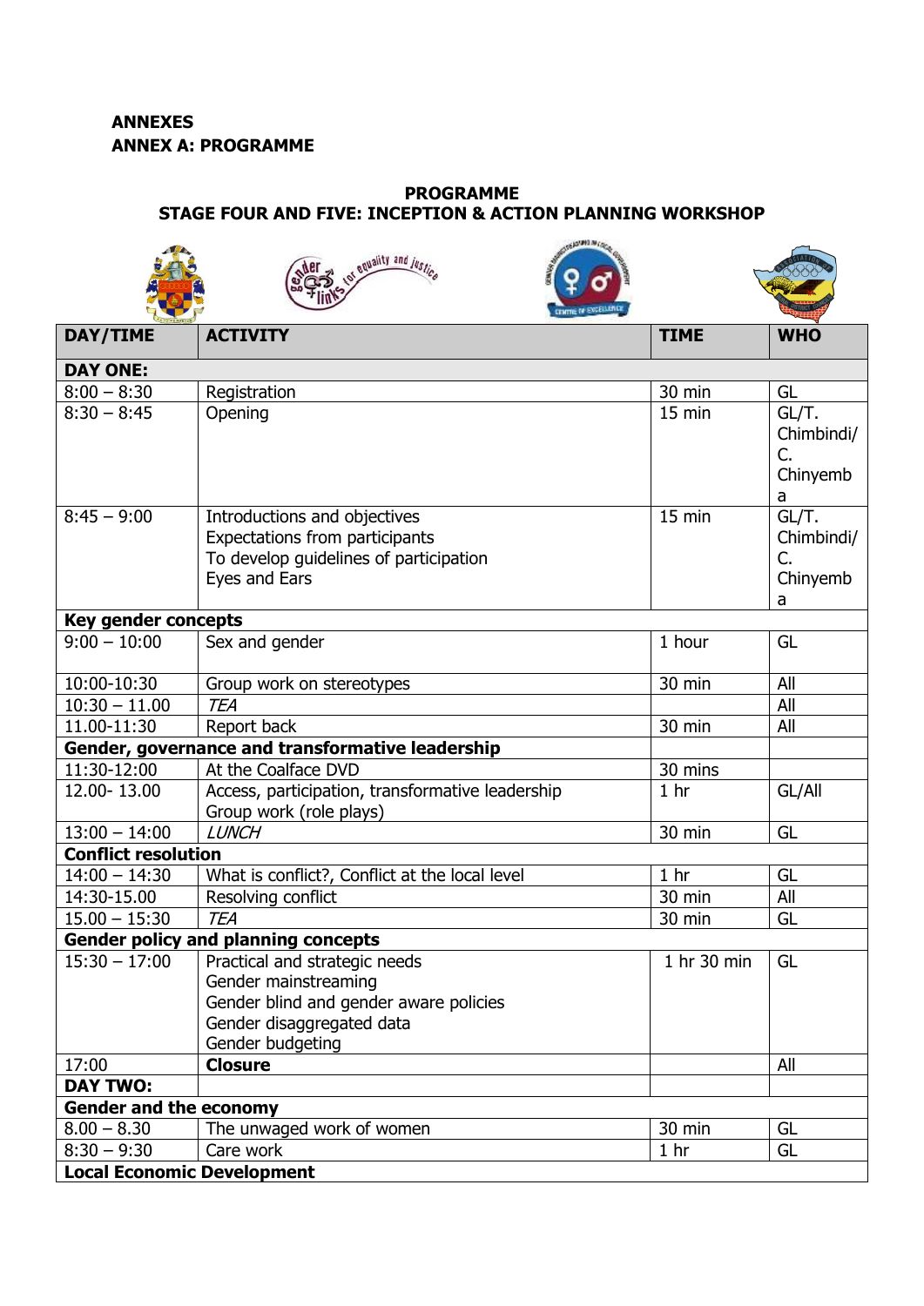**ANNEXES**
**ANNEX A: PROGRAMME**

**PROGRAMME**
**STAGE FOUR AND FIVE: INCEPTION & ACTION PLANNING WORKSHOP**

| DAY/TIME | ACTIVITY | TIME | WHO |
|---|---|---|---|
| **DAY ONE:** | | | |
| 8:00 – 8:30 | Registration | 30 min | GL |
| 8:30 – 8:45 | Opening | 15 min | GL/T. Chimbindi/ C. Chinyemba |
| 8:45 – 9:00 | Introductions and objectives<br>Expectations from participants<br>To develop guidelines of participation<br>Eyes and Ears | 15 min | GL/T. Chimbindi/ C. Chinyemba |
| **Key gender concepts** | | | |
| 9:00 – 10:00 | Sex and gender | 1 hour | GL |
| 10:00-10:30 | Group work on stereotypes | 30 min | All |
| 10:30 – 11.00 | *TEA* | | All |
| 11.00-11:30 | Report back | 30 min | All |
| **Gender, governance and transformative leadership** | | | |
| 11:30-12:00 | At the Coalface DVD | 30 mins | |
| 12.00- 13.00 | Access, participation, transformative leadership<br>Group work (role plays) | 1 hr | GL/All |
| 13:00 – 14:00 | *LUNCH* | 30 min | GL |
| **Conflict resolution** | | | |
| 14:00 – 14:30 | What is conflict?, Conflict at the local level | 1 hr | GL |
| 14:30-15.00 | Resolving conflict | 30 min | All |
| 15.00 – 15:30 | *TEA* | 30 min | GL |
| **Gender policy and planning concepts** | | | |
| 15:30 – 17:00 | Practical and strategic needs<br>Gender mainstreaming<br>Gender blind and gender aware policies<br>Gender disaggregated data<br>Gender budgeting | 1 hr 30 min | GL |
| 17:00 | **Closure** | | All |
| **DAY TWO:** | | | |
| **Gender and the economy** | | | |
| 8.00 – 8.30 | The unwaged work of women | 30 min | GL |
| 8:30 – 9:30 | Care work | 1 hr | GL |
| **Local Economic Development** | | | |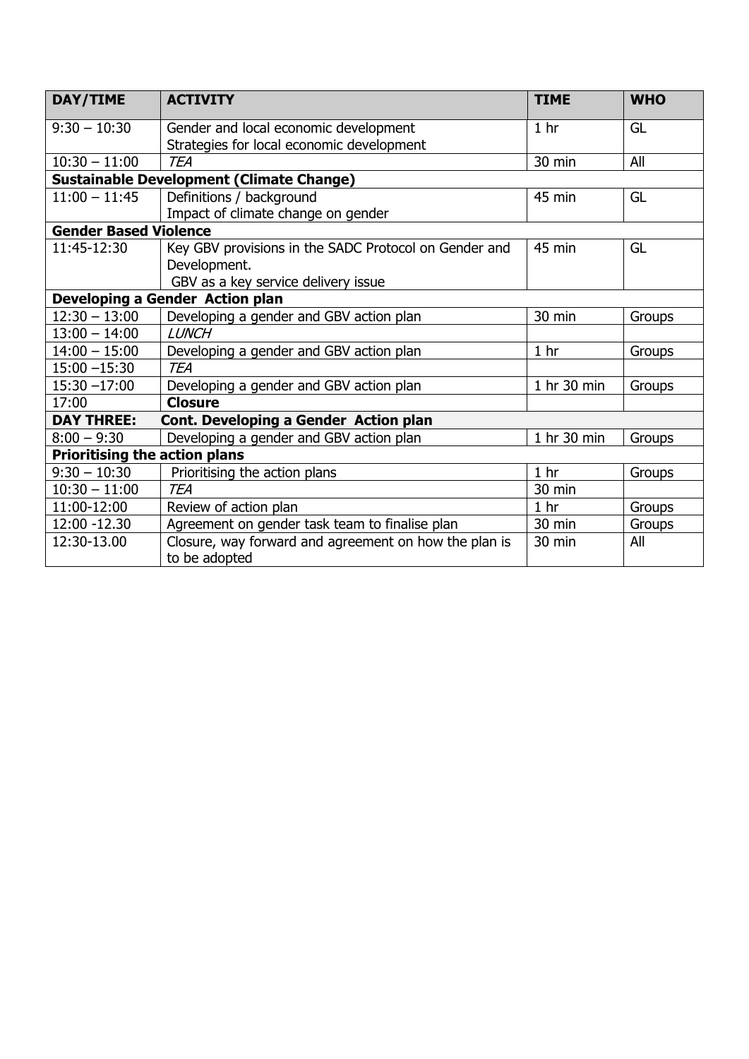| DAY/TIME | ACTIVITY | TIME | WHO |
|---|---|---|---|
| 9:30 – 10:30 | Gender and local economic development<br>Strategies for local economic development | 1 hr | GL |
| 10:30 – 11:00 | *TEA* | 30 min | All |
| **Sustainable Development (Climate Change)** | | | |
| 11:00 – 11:45 | Definitions / background<br>Impact of climate change on gender | 45 min | GL |
| **Gender Based Violence** | | | |
| 11:45-12:30 | Key GBV provisions in the SADC Protocol on Gender and Development.<br>GBV as a key service delivery issue | 45 min | GL |
| **Developing a Gender Action plan** | | | |
| 12:30 – 13:00 | Developing a gender and GBV action plan | 30 min | Groups |
| 13:00 – 14:00 | *LUNCH* | | |
| 14:00 – 15:00 | Developing a gender and GBV action plan | 1 hr | Groups |
| 15:00 –15:30 | *TEA* | | |
| 15:30 –17:00 | Developing a gender and GBV action plan | 1 hr 30 min | Groups |
| 17:00 | **Closure** | | |
| **DAY THREE:** | **Cont. Developing a Gender Action plan** | | |
| 8:00 – 9:30 | Developing a gender and GBV action plan | 1 hr 30 min | Groups |
| **Prioritising the action plans** | | | |
| 9:30 – 10:30 | Prioritising the action plans | 1 hr | Groups |
| 10:30 – 11:00 | *TEA* | 30 min | |
| 11:00-12:00 | Review of action plan | 1 hr | Groups |
| 12:00 -12.30 | Agreement on gender task team to finalise plan | 30 min | Groups |
| 12:30-13.00 | Closure, way forward and agreement on how the plan is to be adopted | 30 min | All |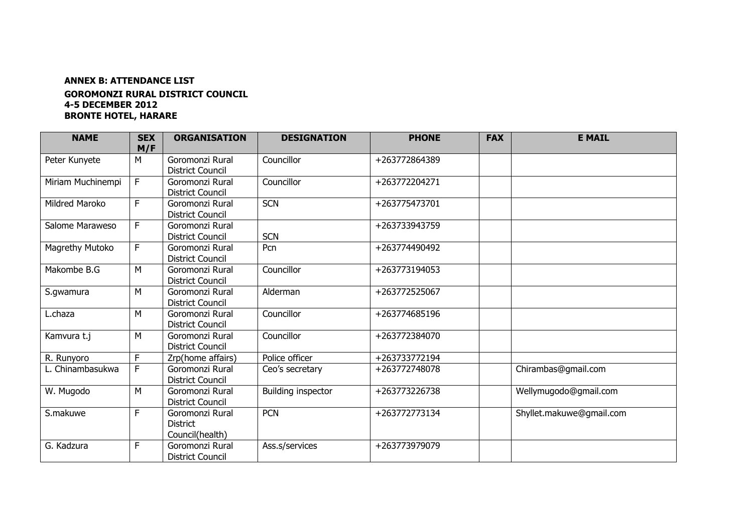**ANNEX B: ATTENDANCE LIST**

**GOROMONZI RURAL DISTRICT COUNCIL**
**4-5 DECEMBER 2012**
**BRONTE HOTEL, HARARE**

| NAME | SEX M/F | ORGANISATION | DESIGNATION | PHONE | FAX | E MAIL |
|---|---|---|---|---|---|---|
| Peter Kunyete | M | Goromonzi Rural District Council | Councillor | +263772864389 | | |
| Miriam Muchinempi | F | Goromonzi Rural District Council | Councillor | +263772204271 | | |
| Mildred Maroko | F | Goromonzi Rural District Council | SCN | +263775473701 | | |
| Salome Maraweso | F | Goromonzi Rural District Council | SCN | +263733943759 | | |
| Magrethy Mutoko | F | Goromonzi Rural District Council | Pcn | +263774490492 | | |
| Makombe B.G | M | Goromonzi Rural District Council | Councillor | +263773194053 | | |
| S.gwamura | M | Goromonzi Rural District Council | Alderman | +263772525067 | | |
| L.chaza | M | Goromonzi Rural District Council | Councillor | +263774685196 | | |
| Kamvura t.j | M | Goromonzi Rural District Council | Councillor | +263772384070 | | |
| R. Runyoro | F | Zrp(home affairs) | Police officer | +263733772194 | | |
| L. Chinambasukwa | F | Goromonzi Rural District Council | Ceo's secretary | +263772748078 | | Chirambas@gmail.com |
| W. Mugodo | M | Goromonzi Rural District Council | Building inspector | +263773226738 | | Wellymugodo@gmail.com |
| S.makuwe | F | Goromonzi Rural District Council(health) | PCN | +263772773134 | | Shyllet.makuwe@gmail.com |
| G. Kadzura | F | Goromonzi Rural District Council | Ass.s/services | +263773979079 | | |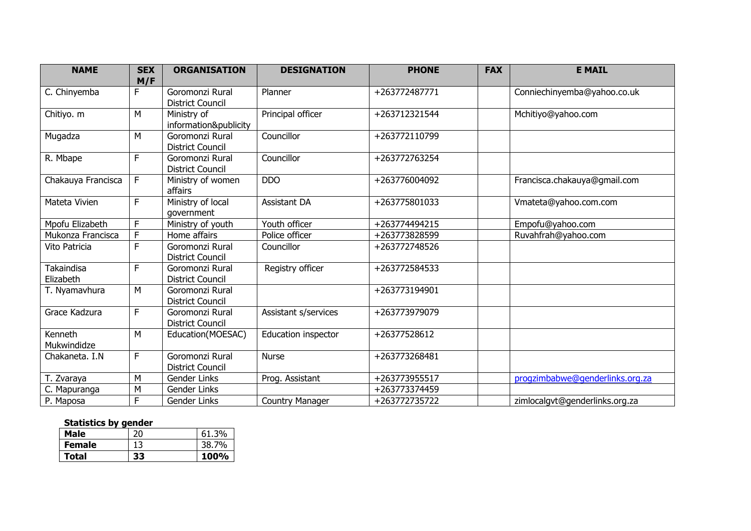| NAME | SEX M/F | ORGANISATION | DESIGNATION | PHONE | FAX | E MAIL |
|---|---|---|---|---|---|---|
| C. Chinyemba | F | Goromonzi Rural District Council | Planner | +263772487771 | | Conniechinyemba@yahoo.co.uk |
| Chitiyo. m | M | Ministry of information&publicity | Principal officer | +263712321544 | | Mchitiyo@yahoo.com |
| Mugadza | M | Goromonzi Rural District Council | Councillor | +263772110799 | | |
| R. Mbape | F | Goromonzi Rural District Council | Councillor | +263772763254 | | |
| Chakauya Francisca | F | Ministry of women affairs | DDO | +263776004092 | | Francisca.chakauya@gmail.com |
| Mateta Vivien | F | Ministry of local government | Assistant DA | +263775801033 | | Vmateta@yahoo.com.com |
| Mpofu Elizabeth | F | Ministry of youth | Youth officer | +263774494215 | | Empofu@yahoo.com |
| Mukonza Francisca | F | Home affairs | Police officer | +263773828599 | | Ruvahfrah@yahoo.com |
| Vito Patricia | F | Goromonzi Rural District Council | Councillor | +263772748526 | | |
| Takaindisa Elizabeth | F | Goromonzi Rural District Council | Registry officer | +263772584533 | | |
| T. Nyamavhura | M | Goromonzi Rural District Council | | +263773194901 | | |
| Grace Kadzura | F | Goromonzi Rural District Council | Assistant s/services | +263773979079 | | |
| Kenneth Mukwindidze | M | Education(MOESAC) | Education inspector | +26377528612 | | |
| Chakaneta. I.N | F | Goromonzi Rural District Council | Nurse | +263773268481 | | |
| T. Zvaraya | M | Gender Links | Prog. Assistant | +263773955517 | | progzimbabwe@genderlinks.org.za |
| C. Mapuranga | M | Gender Links | | +263773374459 | | |
| P. Maposa | F | Gender Links | Country Manager | +263772735722 | | zimlocalgvt@genderlinks.org.za |

**Statistics by gender**

| **Male** | 20 | 61.3% |
|---|---|---|
| **Female** | 13 | 38.7% |
| **Total** | **33** | **100%** |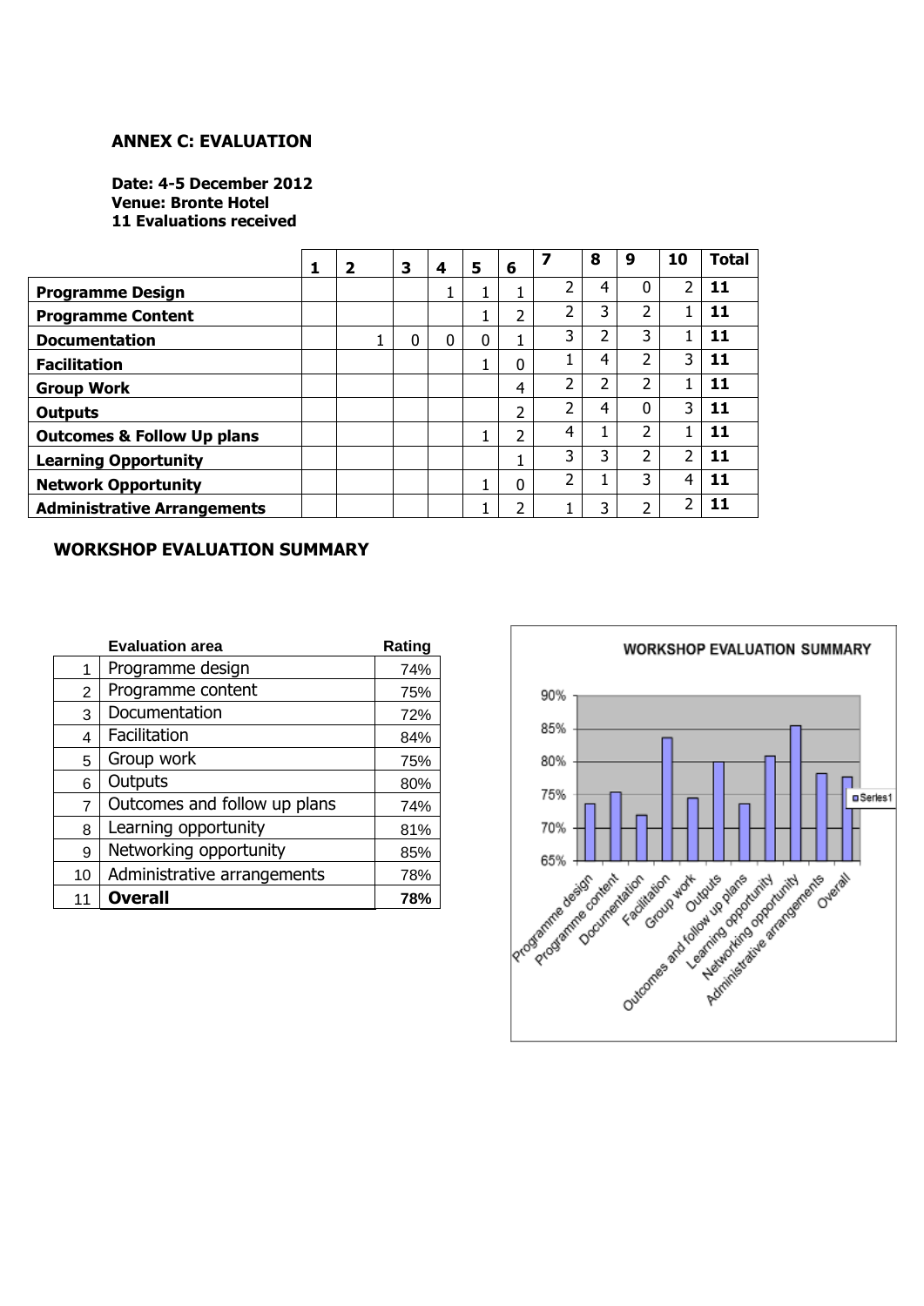## ANNEX C: EVALUATION

**Date: 4-5 December 2012**
**Venue: Bronte Hotel**
**11 Evaluations received**

| | 1 | 2 | 3 | 4 | 5 | 6 | 7 | 8 | 9 | 10 | Total |
|---|---|---|---|---|---|---|---|---|---|---|---|
| **Programme Design** | | | | 1 | 1 | 1 | 2 | 4 | 0 | 2 | **11** |
| **Programme Content** | | | | | 1 | 2 | 2 | 3 | 2 | 1 | **11** |
| **Documentation** | | 1 | 0 | 0 | 0 | 1 | 3 | 2 | 3 | 1 | **11** |
| **Facilitation** | | | | | 1 | 0 | 1 | 4 | 2 | 3 | **11** |
| **Group Work** | | | | | | 4 | 2 | 2 | 2 | 1 | **11** |
| **Outputs** | | | | | | 2 | 2 | 4 | 0 | 3 | **11** |
| **Outcomes & Follow Up plans** | | | | | 1 | 2 | 4 | 1 | 2 | 1 | **11** |
| **Learning Opportunity** | | | | | | 1 | 3 | 3 | 2 | 2 | **11** |
| **Network Opportunity** | | | | | 1 | 0 | 2 | 1 | 3 | 4 | **11** |
| **Administrative Arrangements** | | | | | 1 | 2 | 1 | 3 | 2 | 2 | **11** |

## WORKSHOP EVALUATION SUMMARY

| | Evaluation area | Rating |
|---|---|---|
| 1 | Programme design | 74% |
| 2 | Programme content | 75% |
| 3 | Documentation | 72% |
| 4 | Facilitation | 84% |
| 5 | Group work | 75% |
| 6 | Outputs | 80% |
| 7 | Outcomes and follow up plans | 74% |
| 8 | Learning opportunity | 81% |
| 9 | Networking opportunity | 85% |
| 10 | Administrative arrangements | 78% |
| 11 | **Overall** | **78%** |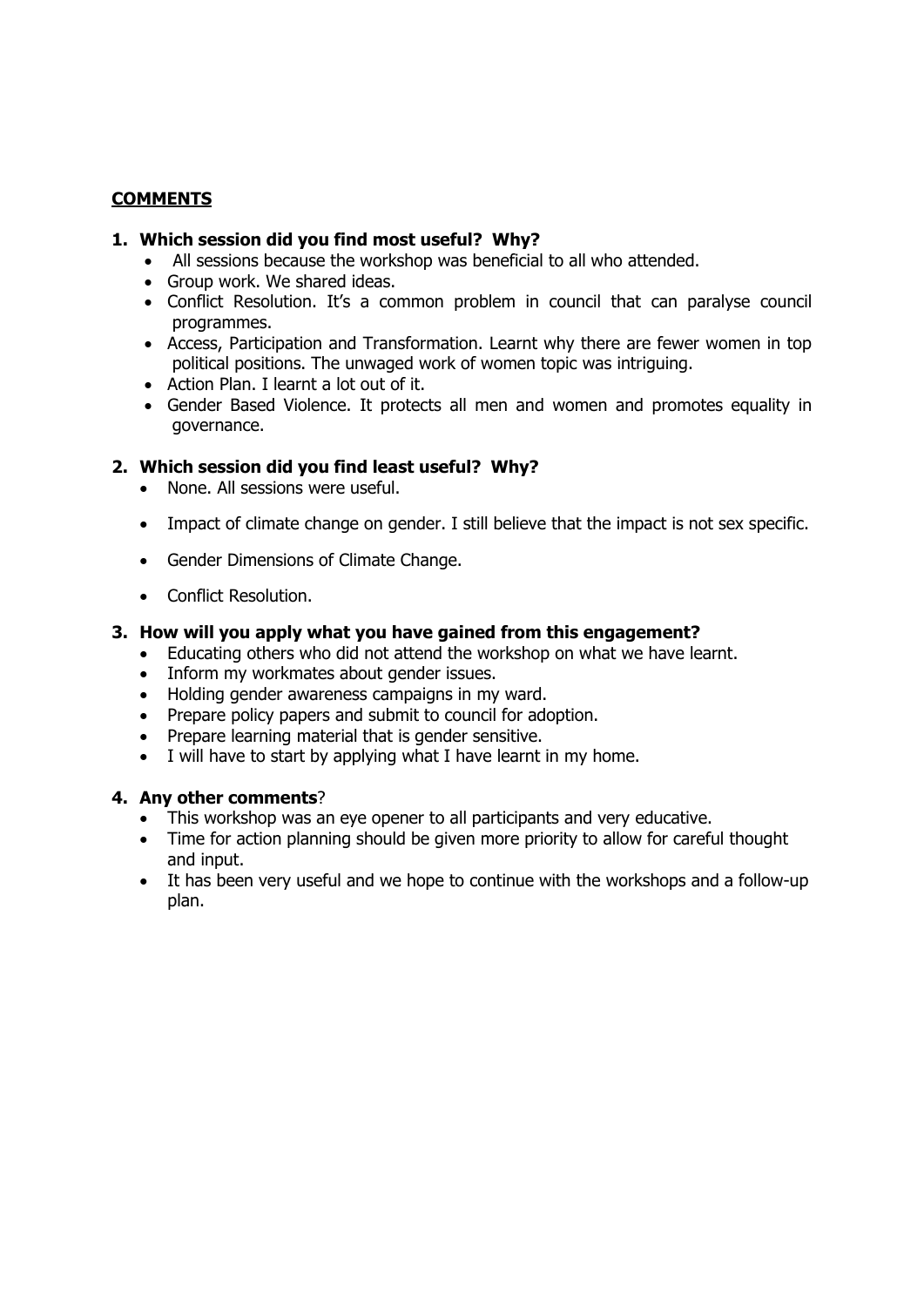**COMMENTS**

1. **Which session did you find most useful? Why?**
   - All sessions because the workshop was beneficial to all who attended.
   - Group work. We shared ideas.
   - Conflict Resolution. It's a common problem in council that can paralyse council programmes.
   - Access, Participation and Transformation. Learnt why there are fewer women in top political positions. The unwaged work of women topic was intriguing.
   - Action Plan. I learnt a lot out of it.
   - Gender Based Violence. It protects all men and women and promotes equality in governance.

2. **Which session did you find least useful? Why?**
   - None. All sessions were useful.
   - Impact of climate change on gender. I still believe that the impact is not sex specific.
   - Gender Dimensions of Climate Change.
   - Conflict Resolution.

3. **How will you apply what you have gained from this engagement?**
   - Educating others who did not attend the workshop on what we have learnt.
   - Inform my workmates about gender issues.
   - Holding gender awareness campaigns in my ward.
   - Prepare policy papers and submit to council for adoption.
   - Prepare learning material that is gender sensitive.
   - I will have to start by applying what I have learnt in my home.

4. **Any other comments**?
   - This workshop was an eye opener to all participants and very educative.
   - Time for action planning should be given more priority to allow for careful thought and input.
   - It has been very useful and we hope to continue with the workshops and a follow-up plan.